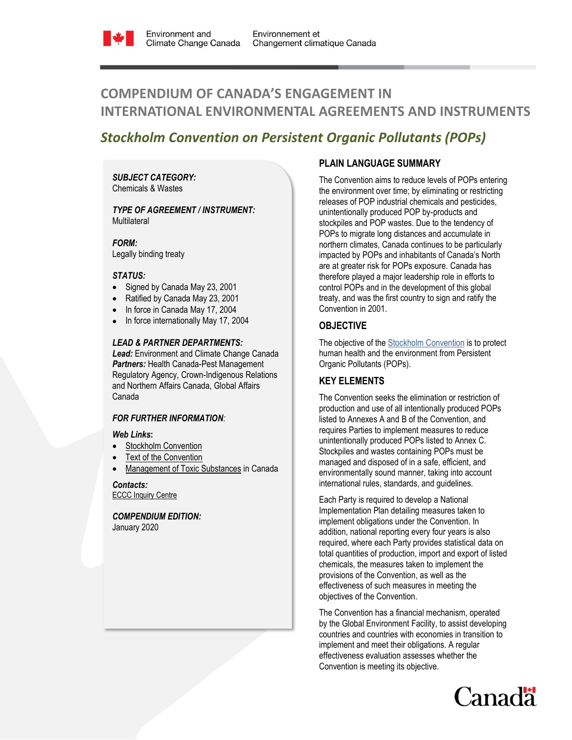Environment and Climate Change Canada / Environnement et Changement climatique Canada

# COMPENDIUM OF CANADA'S ENGAGEMENT IN INTERNATIONAL ENVIRONMENTAL AGREEMENTS AND INSTRUMENTS

## *Stockholm Convention on Persistent Organic Pollutants (POPs)*

***SUBJECT CATEGORY:***
Chemicals & Wastes

***TYPE OF AGREEMENT / INSTRUMENT:***
Multilateral

***FORM:***
Legally binding treaty

***STATUS:***

- Signed by Canada May 23, 2001
- Ratified by Canada May 23, 2001
- In force in Canada May 17, 2004
- In force internationally May 17, 2004

***LEAD & PARTNER DEPARTMENTS:***
***Lead:*** Environment and Climate Change Canada
***Partners:*** Health Canada-Pest Management Regulatory Agency, Crown-Indigenous Relations and Northern Affairs Canada, Global Affairs Canada

***FOR FURTHER INFORMATION:***

***Web Links*****:**

- Stockholm Convention
- Text of the Convention
- Management of Toxic Substances in Canada

***Contacts:***
ECCC Inquiry Centre

***COMPENDIUM EDITION:***
January 2020

### PLAIN LANGUAGE SUMMARY

The Convention aims to reduce levels of POPs entering the environment over time; by eliminating or restricting releases of POP industrial chemicals and pesticides, unintentionally produced POP by-products and stockpiles and POP wastes. Due to the tendency of POPs to migrate long distances and accumulate in northern climates, Canada continues to be particularly impacted by POPs and inhabitants of Canada's North are at greater risk for POPs exposure. Canada has therefore played a major leadership role in efforts to control POPs and in the development of this global treaty, and was the first country to sign and ratify the Convention in 2001.

### OBJECTIVE

The objective of the Stockholm Convention is to protect human health and the environment from Persistent Organic Pollutants (POPs).

### KEY ELEMENTS

The Convention seeks the elimination or restriction of production and use of all intentionally produced POPs listed to Annexes A and B of the Convention, and requires Parties to implement measures to reduce unintentionally produced POPs listed to Annex C. Stockpiles and wastes containing POPs must be managed and disposed of in a safe, efficient, and environmentally sound manner, taking into account international rules, standards, and guidelines.

Each Party is required to develop a National Implementation Plan detailing measures taken to implement obligations under the Convention. In addition, national reporting every four years is also required, where each Party provides statistical data on total quantities of production, import and export of listed chemicals, the measures taken to implement the provisions of the Convention, as well as the effectiveness of such measures in meeting the objectives of the Convention.

The Convention has a financial mechanism, operated by the Global Environment Facility, to assist developing countries and countries with economies in transition to implement and meet their obligations. A regular effectiveness evaluation assesses whether the Convention is meeting its objective.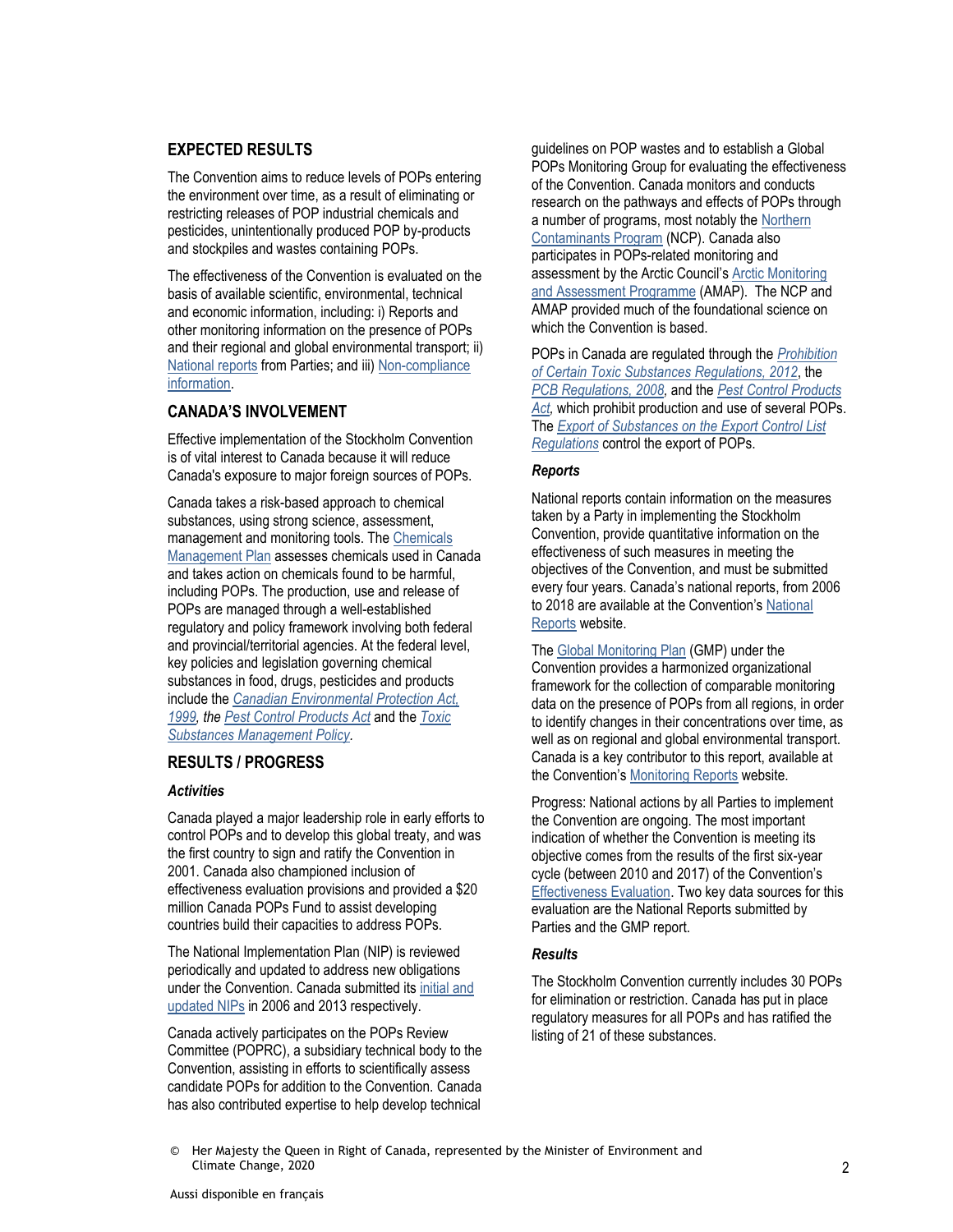## EXPECTED RESULTS

The Convention aims to reduce levels of POPs entering the environment over time, as a result of eliminating or restricting releases of POP industrial chemicals and pesticides, unintentionally produced POP by-products and stockpiles and wastes containing POPs.

The effectiveness of the Convention is evaluated on the basis of available scientific, environmental, technical and economic information, including: i) Reports and other monitoring information on the presence of POPs and their regional and global environmental transport; ii) National reports from Parties; and iii) Non-compliance information.

## CANADA'S INVOLVEMENT

Effective implementation of the Stockholm Convention is of vital interest to Canada because it will reduce Canada's exposure to major foreign sources of POPs.

Canada takes a risk-based approach to chemical substances, using strong science, assessment, management and monitoring tools. The Chemicals Management Plan assesses chemicals used in Canada and takes action on chemicals found to be harmful, including POPs. The production, use and release of POPs are managed through a well-established regulatory and policy framework involving both federal and provincial/territorial agencies. At the federal level, key policies and legislation governing chemical substances in food, drugs, pesticides and products include the *Canadian Environmental Protection Act, 1999, the* *Pest Control Products Act* and the *Toxic Substances Management Policy*.

## RESULTS / PROGRESS

### *Activities*

Canada played a major leadership role in early efforts to control POPs and to develop this global treaty, and was the first country to sign and ratify the Convention in 2001. Canada also championed inclusion of effectiveness evaluation provisions and provided a $20 million Canada POPs Fund to assist developing countries build their capacities to address POPs.

The National Implementation Plan (NIP) is reviewed periodically and updated to address new obligations under the Convention. Canada submitted its initial and updated NIPs in 2006 and 2013 respectively.

Canada actively participates on the POPs Review Committee (POPRC), a subsidiary technical body to the Convention, assisting in efforts to scientifically assess candidate POPs for addition to the Convention. Canada has also contributed expertise to help develop technical guidelines on POP wastes and to establish a Global POPs Monitoring Group for evaluating the effectiveness of the Convention. Canada monitors and conducts research on the pathways and effects of POPs through a number of programs, most notably the Northern Contaminants Program (NCP). Canada also participates in POPs-related monitoring and assessment by the Arctic Council's Arctic Monitoring and Assessment Programme (AMAP). The NCP and AMAP provided much of the foundational science on which the Convention is based.

POPs in Canada are regulated through the *Prohibition of Certain Toxic Substances Regulations, 2012*, the *PCB Regulations, 2008*, and the *Pest Control Products Act*, which prohibit production and use of several POPs. The *Export of Substances on the Export Control List Regulations* control the export of POPs.

### *Reports*

National reports contain information on the measures taken by a Party in implementing the Stockholm Convention, provide quantitative information on the effectiveness of such measures in meeting the objectives of the Convention, and must be submitted every four years. Canada's national reports, from 2006 to 2018 are available at the Convention's National Reports website.

The Global Monitoring Plan (GMP) under the Convention provides a harmonized organizational framework for the collection of comparable monitoring data on the presence of POPs from all regions, in order to identify changes in their concentrations over time, as well as on regional and global environmental transport. Canada is a key contributor to this report, available at the Convention's Monitoring Reports website.

Progress: National actions by all Parties to implement the Convention are ongoing. The most important indication of whether the Convention is meeting its objective comes from the results of the first six-year cycle (between 2010 and 2017) of the Convention's Effectiveness Evaluation. Two key data sources for this evaluation are the National Reports submitted by Parties and the GMP report.

### *Results*

The Stockholm Convention currently includes 30 POPs for elimination or restriction. Canada has put in place regulatory measures for all POPs and has ratified the listing of 21 of these substances.

© Her Majesty the Queen in Right of Canada, represented by the Minister of Environment and Climate Change, 2020

Aussi disponible en français